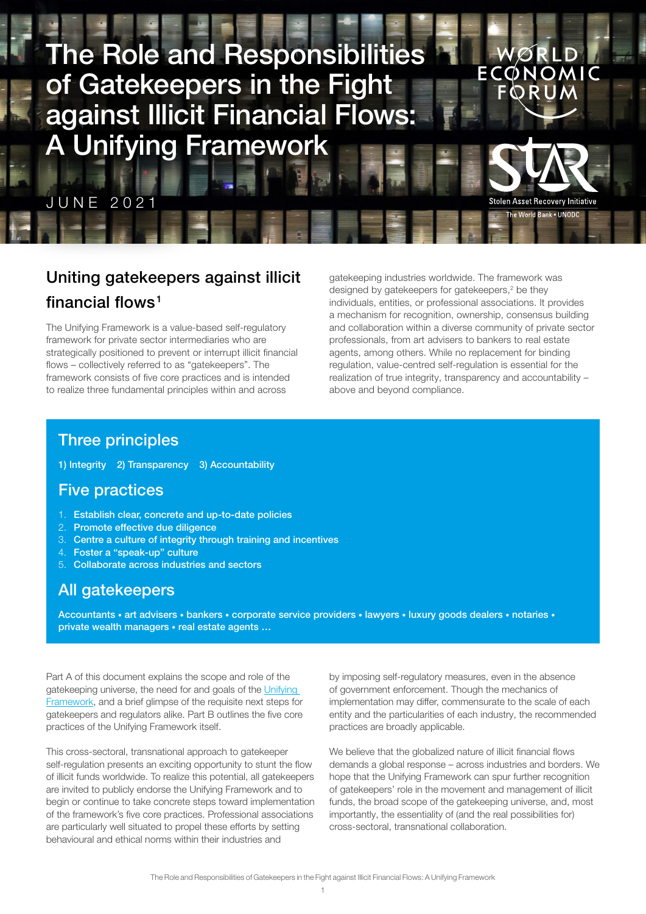# The Role and Responsibilities of Gatekeepers in the Fight against Illicit Financial Flows: A Unifying Framework

JUNE 2021

## Uniting gatekeepers against illicit financial flows[1]

The Unifying Framework is a value-based self-regulatory framework for private sector intermediaries who are strategically positioned to prevent or interrupt illicit financial flows – collectively referred to as "gatekeepers". The framework consists of five core practices and is intended to realize three fundamental principles within and across gatekeeping industries worldwide. The framework was designed by gatekeepers for gatekeepers,[2] be they individuals, entities, or professional associations. It provides a mechanism for recognition, ownership, consensus building and collaboration within a diverse community of private sector professionals, from art advisers to bankers to real estate agents, among others. While no replacement for binding regulation, value-centred self-regulation is essential for the realization of true integrity, transparency and accountability – above and beyond compliance.

### Three principles

1) Integrity 2) Transparency 3) Accountability

### Five practices

1. Establish clear, concrete and up-to-date policies
2. Promote effective due diligence
3. Centre a culture of integrity through training and incentives
4. Foster a "speak-up" culture
5. Collaborate across industries and sectors

### All gatekeepers

Accountants • art advisers • bankers • corporate service providers • lawyers • luxury goods dealers • notaries • private wealth managers • real estate agents …

Part A of this document explains the scope and role of the gatekeeping universe, the need for and goals of the Unifying Framework, and a brief glimpse of the requisite next steps for gatekeepers and regulators alike. Part B outlines the five core practices of the Unifying Framework itself.

This cross-sectoral, transnational approach to gatekeeper self-regulation presents an exciting opportunity to stunt the flow of illicit funds worldwide. To realize this potential, all gatekeepers are invited to publicly endorse the Unifying Framework and to begin or continue to take concrete steps toward implementation of the framework's five core practices. Professional associations are particularly well situated to propel these efforts by setting behavioural and ethical norms within their industries and by imposing self-regulatory measures, even in the absence of government enforcement. Though the mechanics of implementation may differ, commensurate to the scale of each entity and the particularities of each industry, the recommended practices are broadly applicable.

We believe that the globalized nature of illicit financial flows demands a global response – across industries and borders. We hope that the Unifying Framework can spur further recognition of gatekeepers' role in the movement and management of illicit funds, the broad scope of the gatekeeping universe, and, most importantly, the essentiality of (and the real possibilities for) cross-sectoral, transnational collaboration.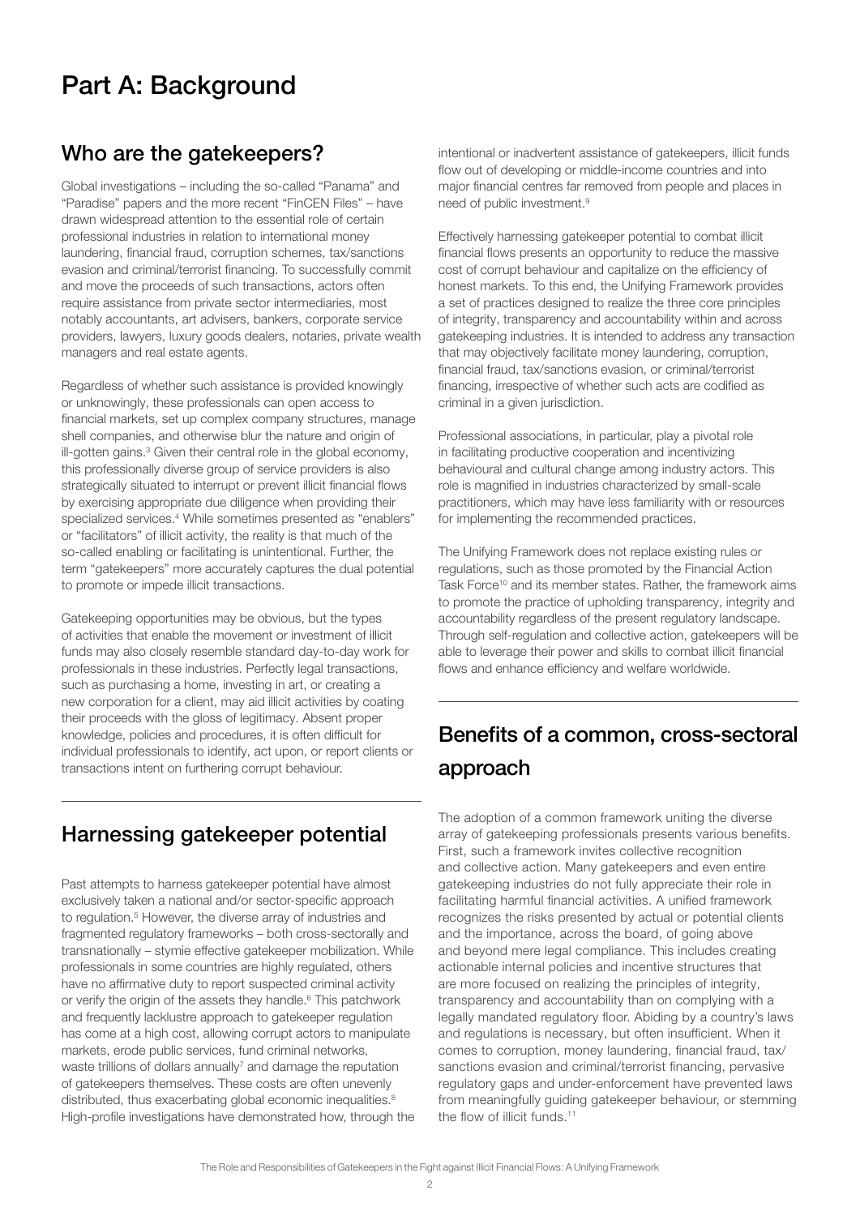# Part A: Background

## Who are the gatekeepers?

Global investigations – including the so-called "Panama" and "Paradise" papers and the more recent "FinCEN Files" – have drawn widespread attention to the essential role of certain professional industries in relation to international money laundering, financial fraud, corruption schemes, tax/sanctions evasion and criminal/terrorist financing. To successfully commit and move the proceeds of such transactions, actors often require assistance from private sector intermediaries, most notably accountants, art advisers, bankers, corporate service providers, lawyers, luxury goods dealers, notaries, private wealth managers and real estate agents.

Regardless of whether such assistance is provided knowingly or unknowingly, these professionals can open access to financial markets, set up complex company structures, manage shell companies, and otherwise blur the nature and origin of ill-gotten gains.[3] Given their central role in the global economy, this professionally diverse group of service providers is also strategically situated to interrupt or prevent illicit financial flows by exercising appropriate due diligence when providing their specialized services.[4] While sometimes presented as "enablers" or "facilitators" of illicit activity, the reality is that much of the so-called enabling or facilitating is unintentional. Further, the term "gatekeepers" more accurately captures the dual potential to promote or impede illicit transactions.

Gatekeeping opportunities may be obvious, but the types of activities that enable the movement or investment of illicit funds may also closely resemble standard day-to-day work for professionals in these industries. Perfectly legal transactions, such as purchasing a home, investing in art, or creating a new corporation for a client, may aid illicit activities by coating their proceeds with the gloss of legitimacy. Absent proper knowledge, policies and procedures, it is often difficult for individual professionals to identify, act upon, or report clients or transactions intent on furthering corrupt behaviour.

## Harnessing gatekeeper potential

Past attempts to harness gatekeeper potential have almost exclusively taken a national and/or sector-specific approach to regulation.[5] However, the diverse array of industries and fragmented regulatory frameworks – both cross-sectorally and transnationally – stymie effective gatekeeper mobilization. While professionals in some countries are highly regulated, others have no affirmative duty to report suspected criminal activity or verify the origin of the assets they handle.[6] This patchwork and frequently lacklustre approach to gatekeeper regulation has come at a high cost, allowing corrupt actors to manipulate markets, erode public services, fund criminal networks, waste trillions of dollars annually[7] and damage the reputation of gatekeepers themselves. These costs are often unevenly distributed, thus exacerbating global economic inequalities.[8] High-profile investigations have demonstrated how, through the intentional or inadvertent assistance of gatekeepers, illicit funds flow out of developing or middle-income countries and into major financial centres far removed from people and places in need of public investment.[9]

Effectively harnessing gatekeeper potential to combat illicit financial flows presents an opportunity to reduce the massive cost of corrupt behaviour and capitalize on the efficiency of honest markets. To this end, the Unifying Framework provides a set of practices designed to realize the three core principles of integrity, transparency and accountability within and across gatekeeping industries. It is intended to address any transaction that may objectively facilitate money laundering, corruption, financial fraud, tax/sanctions evasion, or criminal/terrorist financing, irrespective of whether such acts are codified as criminal in a given jurisdiction.

Professional associations, in particular, play a pivotal role in facilitating productive cooperation and incentivizing behavioural and cultural change among industry actors. This role is magnified in industries characterized by small-scale practitioners, which may have less familiarity with or resources for implementing the recommended practices.

The Unifying Framework does not replace existing rules or regulations, such as those promoted by the Financial Action Task Force[10] and its member states. Rather, the framework aims to promote the practice of upholding transparency, integrity and accountability regardless of the present regulatory landscape. Through self-regulation and collective action, gatekeepers will be able to leverage their power and skills to combat illicit financial flows and enhance efficiency and welfare worldwide.

## Benefits of a common, cross-sectoral approach

The adoption of a common framework uniting the diverse array of gatekeeping professionals presents various benefits. First, such a framework invites collective recognition and collective action. Many gatekeepers and even entire gatekeeping industries do not fully appreciate their role in facilitating harmful financial activities. A unified framework recognizes the risks presented by actual or potential clients and the importance, across the board, of going above and beyond mere legal compliance. This includes creating actionable internal policies and incentive structures that are more focused on realizing the principles of integrity, transparency and accountability than on complying with a legally mandated regulatory floor. Abiding by a country's laws and regulations is necessary, but often insufficient. When it comes to corruption, money laundering, financial fraud, tax/sanctions evasion and criminal/terrorist financing, pervasive regulatory gaps and under-enforcement have prevented laws from meaningfully guiding gatekeeper behaviour, or stemming the flow of illicit funds.[11]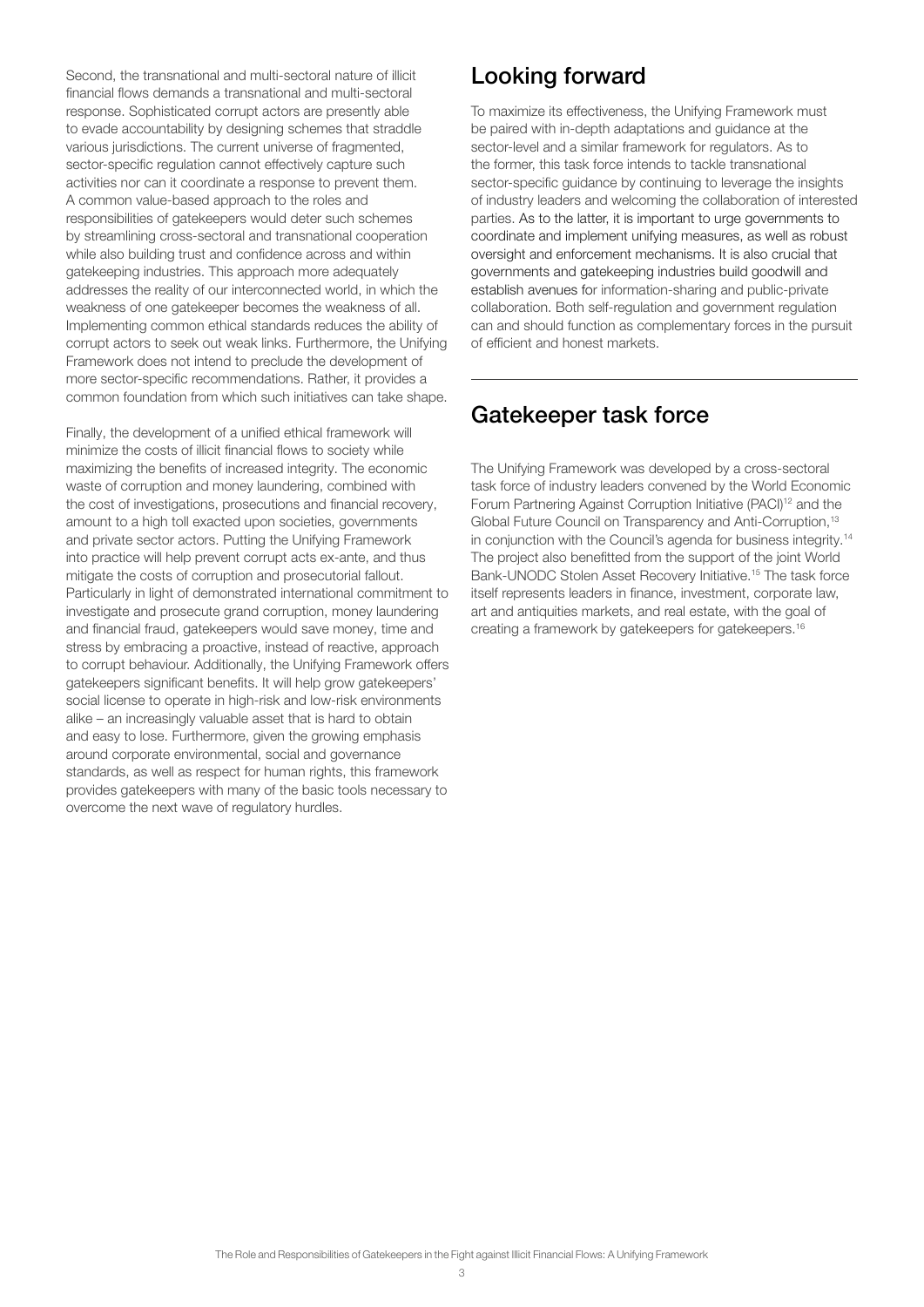Second, the transnational and multi-sectoral nature of illicit financial flows demands a transnational and multi-sectoral response. Sophisticated corrupt actors are presently able to evade accountability by designing schemes that straddle various jurisdictions. The current universe of fragmented, sector-specific regulation cannot effectively capture such activities nor can it coordinate a response to prevent them. A common value-based approach to the roles and responsibilities of gatekeepers would deter such schemes by streamlining cross-sectoral and transnational cooperation while also building trust and confidence across and within gatekeeping industries. This approach more adequately addresses the reality of our interconnected world, in which the weakness of one gatekeeper becomes the weakness of all. Implementing common ethical standards reduces the ability of corrupt actors to seek out weak links. Furthermore, the Unifying Framework does not intend to preclude the development of more sector-specific recommendations. Rather, it provides a common foundation from which such initiatives can take shape.

Finally, the development of a unified ethical framework will minimize the costs of illicit financial flows to society while maximizing the benefits of increased integrity. The economic waste of corruption and money laundering, combined with the cost of investigations, prosecutions and financial recovery, amount to a high toll exacted upon societies, governments and private sector actors. Putting the Unifying Framework into practice will help prevent corrupt acts ex-ante, and thus mitigate the costs of corruption and prosecutorial fallout. Particularly in light of demonstrated international commitment to investigate and prosecute grand corruption, money laundering and financial fraud, gatekeepers would save money, time and stress by embracing a proactive, instead of reactive, approach to corrupt behaviour. Additionally, the Unifying Framework offers gatekeepers significant benefits. It will help grow gatekeepers' social license to operate in high-risk and low-risk environments alike – an increasingly valuable asset that is hard to obtain and easy to lose. Furthermore, given the growing emphasis around corporate environmental, social and governance standards, as well as respect for human rights, this framework provides gatekeepers with many of the basic tools necessary to overcome the next wave of regulatory hurdles.

## Looking forward

To maximize its effectiveness, the Unifying Framework must be paired with in-depth adaptations and guidance at the sector-level and a similar framework for regulators. As to the former, this task force intends to tackle transnational sector-specific guidance by continuing to leverage the insights of industry leaders and welcoming the collaboration of interested parties. As to the latter, it is important to urge governments to coordinate and implement unifying measures, as well as robust oversight and enforcement mechanisms. It is also crucial that governments and gatekeeping industries build goodwill and establish avenues for information-sharing and public-private collaboration. Both self-regulation and government regulation can and should function as complementary forces in the pursuit of efficient and honest markets.

---

## Gatekeeper task force

The Unifying Framework was developed by a cross-sectoral task force of industry leaders convened by the World Economic Forum Partnering Against Corruption Initiative (PACI)[12] and the Global Future Council on Transparency and Anti-Corruption,[13] in conjunction with the Council's agenda for business integrity.[14] The project also benefitted from the support of the joint World Bank-UNODC Stolen Asset Recovery Initiative.[15] The task force itself represents leaders in finance, investment, corporate law, art and antiquities markets, and real estate, with the goal of creating a framework by gatekeepers for gatekeepers.[16]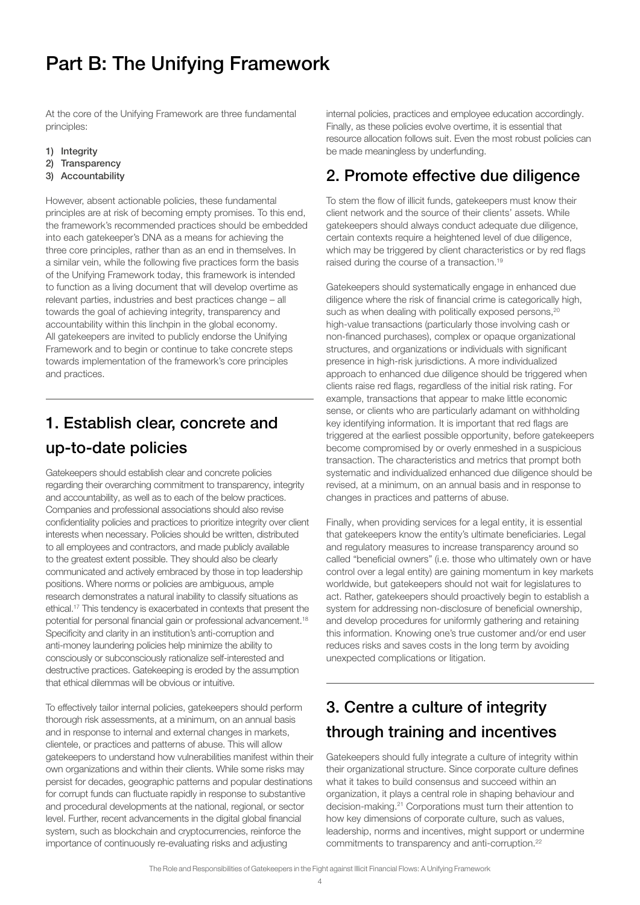# Part B: The Unifying Framework

At the core of the Unifying Framework are three fundamental principles:

1) Integrity
2) Transparency
3) Accountability

However, absent actionable policies, these fundamental principles are at risk of becoming empty promises. To this end, the framework's recommended practices should be embedded into each gatekeeper's DNA as a means for achieving the three core principles, rather than as an end in themselves. In a similar vein, while the following five practices form the basis of the Unifying Framework today, this framework is intended to function as a living document that will develop overtime as relevant parties, industries and best practices change – all towards the goal of achieving integrity, transparency and accountability within this linchpin in the global economy. All gatekeepers are invited to publicly endorse the Unifying Framework and to begin or continue to take concrete steps towards implementation of the framework's core principles and practices.

## 1. Establish clear, concrete and up-to-date policies

Gatekeepers should establish clear and concrete policies regarding their overarching commitment to transparency, integrity and accountability, as well as to each of the below practices. Companies and professional associations should also revise confidentiality policies and practices to prioritize integrity over client interests when necessary. Policies should be written, distributed to all employees and contractors, and made publicly available to the greatest extent possible. They should also be clearly communicated and actively embraced by those in top leadership positions. Where norms or policies are ambiguous, ample research demonstrates a natural inability to classify situations as ethical.[17] This tendency is exacerbated in contexts that present the potential for personal financial gain or professional advancement.[18] Specificity and clarity in an institution's anti-corruption and anti-money laundering policies help minimize the ability to consciously or subconsciously rationalize self-interested and destructive practices. Gatekeeping is eroded by the assumption that ethical dilemmas will be obvious or intuitive.

To effectively tailor internal policies, gatekeepers should perform thorough risk assessments, at a minimum, on an annual basis and in response to internal and external changes in markets, clientele, or practices and patterns of abuse. This will allow gatekeepers to understand how vulnerabilities manifest within their own organizations and within their clients. While some risks may persist for decades, geographic patterns and popular destinations for corrupt funds can fluctuate rapidly in response to substantive and procedural developments at the national, regional, or sector level. Further, recent advancements in the digital global financial system, such as blockchain and cryptocurrencies, reinforce the importance of continuously re-evaluating risks and adjusting internal policies, practices and employee education accordingly. Finally, as these policies evolve overtime, it is essential that resource allocation follows suit. Even the most robust policies can be made meaningless by underfunding.

## 2. Promote effective due diligence

To stem the flow of illicit funds, gatekeepers must know their client network and the source of their clients' assets. While gatekeepers should always conduct adequate due diligence, certain contexts require a heightened level of due diligence, which may be triggered by client characteristics or by red flags raised during the course of a transaction.[19]

Gatekeepers should systematically engage in enhanced due diligence where the risk of financial crime is categorically high, such as when dealing with politically exposed persons,[20] high-value transactions (particularly those involving cash or non-financed purchases), complex or opaque organizational structures, and organizations or individuals with significant presence in high-risk jurisdictions. A more individualized approach to enhanced due diligence should be triggered when clients raise red flags, regardless of the initial risk rating. For example, transactions that appear to make little economic sense, or clients who are particularly adamant on withholding key identifying information. It is important that red flags are triggered at the earliest possible opportunity, before gatekeepers become compromised by or overly enmeshed in a suspicious transaction. The characteristics and metrics that prompt both systematic and individualized enhanced due diligence should be revised, at a minimum, on an annual basis and in response to changes in practices and patterns of abuse.

Finally, when providing services for a legal entity, it is essential that gatekeepers know the entity's ultimate beneficiaries. Legal and regulatory measures to increase transparency around so called "beneficial owners" (i.e. those who ultimately own or have control over a legal entity) are gaining momentum in key markets worldwide, but gatekeepers should not wait for legislatures to act. Rather, gatekeepers should proactively begin to establish a system for addressing non-disclosure of beneficial ownership, and develop procedures for uniformly gathering and retaining this information. Knowing one's true customer and/or end user reduces risks and saves costs in the long term by avoiding unexpected complications or litigation.

## 3. Centre a culture of integrity through training and incentives

Gatekeepers should fully integrate a culture of integrity within their organizational structure. Since corporate culture defines what it takes to build consensus and succeed within an organization, it plays a central role in shaping behaviour and decision-making.[21] Corporations must turn their attention to how key dimensions of corporate culture, such as values, leadership, norms and incentives, might support or undermine commitments to transparency and anti-corruption.[22]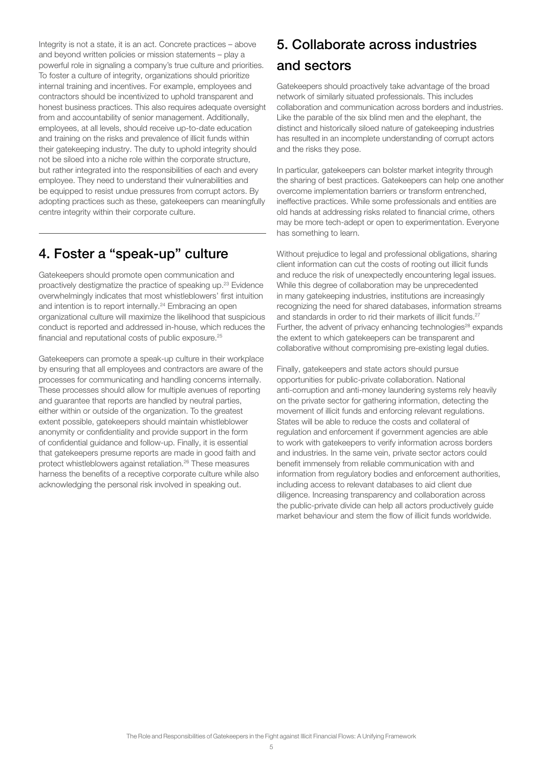Integrity is not a state, it is an act. Concrete practices – above and beyond written policies or mission statements – play a powerful role in signaling a company's true culture and priorities. To foster a culture of integrity, organizations should prioritize internal training and incentives. For example, employees and contractors should be incentivized to uphold transparent and honest business practices. This also requires adequate oversight from and accountability of senior management. Additionally, employees, at all levels, should receive up-to-date education and training on the risks and prevalence of illicit funds within their gatekeeping industry. The duty to uphold integrity should not be siloed into a niche role within the corporate structure, but rather integrated into the responsibilities of each and every employee. They need to understand their vulnerabilities and be equipped to resist undue pressures from corrupt actors. By adopting practices such as these, gatekeepers can meaningfully centre integrity within their corporate culture.

## 4. Foster a "speak-up" culture

Gatekeepers should promote open communication and proactively destigmatize the practice of speaking up.[23] Evidence overwhelmingly indicates that most whistleblowers' first intuition and intention is to report internally.[24] Embracing an open organizational culture will maximize the likelihood that suspicious conduct is reported and addressed in-house, which reduces the financial and reputational costs of public exposure.[25]

Gatekeepers can promote a speak-up culture in their workplace by ensuring that all employees and contractors are aware of the processes for communicating and handling concerns internally. These processes should allow for multiple avenues of reporting and guarantee that reports are handled by neutral parties, either within or outside of the organization. To the greatest extent possible, gatekeepers should maintain whistleblower anonymity or confidentiality and provide support in the form of confidential guidance and follow-up. Finally, it is essential that gatekeepers presume reports are made in good faith and protect whistleblowers against retaliation.[26] These measures harness the benefits of a receptive corporate culture while also acknowledging the personal risk involved in speaking out.

## 5. Collaborate across industries and sectors

Gatekeepers should proactively take advantage of the broad network of similarly situated professionals. This includes collaboration and communication across borders and industries. Like the parable of the six blind men and the elephant, the distinct and historically siloed nature of gatekeeping industries has resulted in an incomplete understanding of corrupt actors and the risks they pose.

In particular, gatekeepers can bolster market integrity through the sharing of best practices. Gatekeepers can help one another overcome implementation barriers or transform entrenched, ineffective practices. While some professionals and entities are old hands at addressing risks related to financial crime, others may be more tech-adept or open to experimentation. Everyone has something to learn.

Without prejudice to legal and professional obligations, sharing client information can cut the costs of rooting out illicit funds and reduce the risk of unexpectedly encountering legal issues. While this degree of collaboration may be unprecedented in many gatekeeping industries, institutions are increasingly recognizing the need for shared databases, information streams and standards in order to rid their markets of illicit funds.[27] Further, the advent of privacy enhancing technologies[28] expands the extent to which gatekeepers can be transparent and collaborative without compromising pre-existing legal duties.

Finally, gatekeepers and state actors should pursue opportunities for public-private collaboration. National anti-corruption and anti-money laundering systems rely heavily on the private sector for gathering information, detecting the movement of illicit funds and enforcing relevant regulations. States will be able to reduce the costs and collateral of regulation and enforcement if government agencies are able to work with gatekeepers to verify information across borders and industries. In the same vein, private sector actors could benefit immensely from reliable communication with and information from regulatory bodies and enforcement authorities, including access to relevant databases to aid client due diligence. Increasing transparency and collaboration across the public-private divide can help all actors productively guide market behaviour and stem the flow of illicit funds worldwide.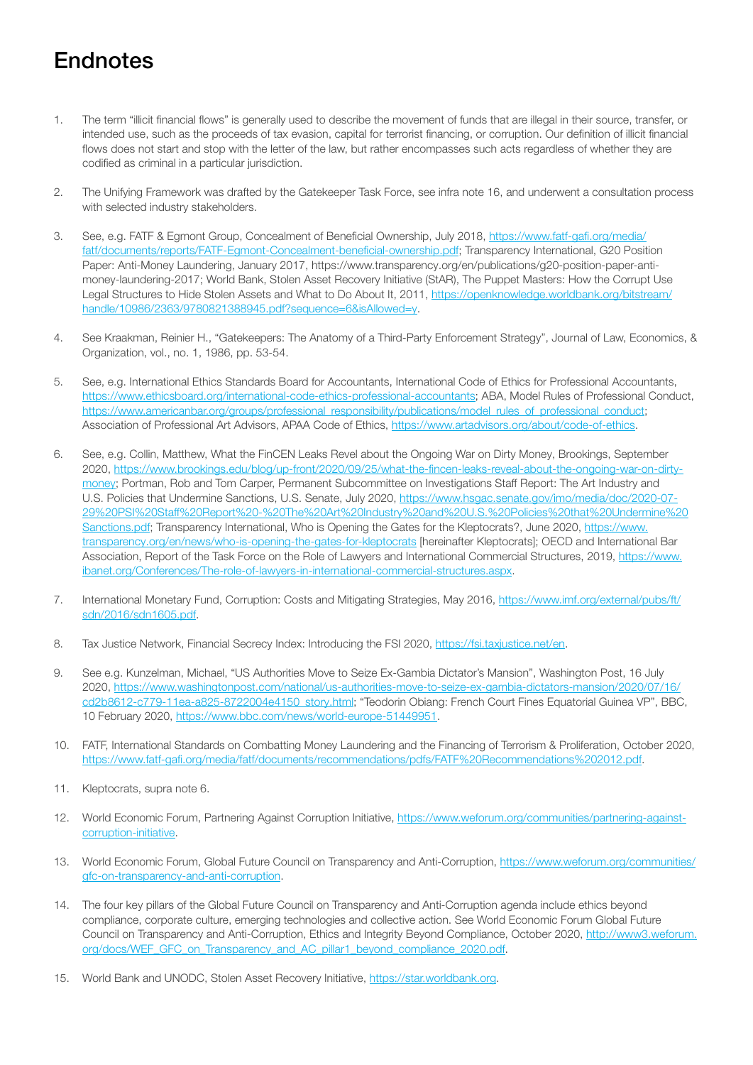# Endnotes

1. The term "illicit financial flows" is generally used to describe the movement of funds that are illegal in their source, transfer, or intended use, such as the proceeds of tax evasion, capital for terrorist financing, or corruption. Our definition of illicit financial flows does not start and stop with the letter of the law, but rather encompasses such acts regardless of whether they are codified as criminal in a particular jurisdiction.

2. The Unifying Framework was drafted by the Gatekeeper Task Force, see infra note 16, and underwent a consultation process with selected industry stakeholders.

3. See, e.g. FATF & Egmont Group, Concealment of Beneficial Ownership, July 2018, https://www.fatf-gafi.org/media/fatf/documents/reports/FATF-Egmont-Concealment-beneficial-ownership.pdf; Transparency International, G20 Position Paper: Anti-Money Laundering, January 2017, https://www.transparency.org/en/publications/g20-position-paper-anti-money-laundering-2017; World Bank, Stolen Asset Recovery Initiative (StAR), The Puppet Masters: How the Corrupt Use Legal Structures to Hide Stolen Assets and What to Do About It, 2011, https://openknowledge.worldbank.org/bitstream/handle/10986/2363/9780821388945.pdf?sequence=6&isAllowed=y.

4. See Kraakman, Reinier H., "Gatekeepers: The Anatomy of a Third-Party Enforcement Strategy", Journal of Law, Economics, & Organization, vol., no. 1, 1986, pp. 53-54.

5. See, e.g. International Ethics Standards Board for Accountants, International Code of Ethics for Professional Accountants, https://www.ethicsboard.org/international-code-ethics-professional-accountants; ABA, Model Rules of Professional Conduct, https://www.americanbar.org/groups/professional_responsibility/publications/model_rules_of_professional_conduct; Association of Professional Art Advisors, APAA Code of Ethics, https://www.artadvisors.org/about/code-of-ethics.

6. See, e.g. Collin, Matthew, What the FinCEN Leaks Revel about the Ongoing War on Dirty Money, Brookings, September 2020, https://www.brookings.edu/blog/up-front/2020/09/25/what-the-fincen-leaks-reveal-about-the-ongoing-war-on-dirty-money; Portman, Rob and Tom Carper, Permanent Subcommittee on Investigations Staff Report: The Art Industry and U.S. Policies that Undermine Sanctions, U.S. Senate, July 2020, https://www.hsgac.senate.gov/imo/media/doc/2020-07-29%20PSI%20Staff%20Report%20-%20The%20Art%20Industry%20and%20U.S.%20Policies%20that%20Undermine%20Sanctions.pdf; Transparency International, Who is Opening the Gates for the Kleptocrats?, June 2020, https://www.transparency.org/en/news/who-is-opening-the-gates-for-kleptocrats [hereinafter Kleptocrats]; OECD and International Bar Association, Report of the Task Force on the Role of Lawyers and International Commercial Structures, 2019, https://www.ibanet.org/Conferences/The-role-of-lawyers-in-international-commercial-structures.aspx.

7. International Monetary Fund, Corruption: Costs and Mitigating Strategies, May 2016, https://www.imf.org/external/pubs/ft/sdn/2016/sdn1605.pdf.

8. Tax Justice Network, Financial Secrecy Index: Introducing the FSI 2020, https://fsi.taxjustice.net/en.

9. See e.g. Kunzelman, Michael, "US Authorities Move to Seize Ex-Gambia Dictator's Mansion", Washington Post, 16 July 2020, https://www.washingtonpost.com/national/us-authorities-move-to-seize-ex-gambia-dictators-mansion/2020/07/16/cd2b8612-c779-11ea-a825-8722004e4150_story.html; "Teodorin Obiang: French Court Fines Equatorial Guinea VP", BBC, 10 February 2020, https://www.bbc.com/news/world-europe-51449951.

10. FATF, International Standards on Combatting Money Laundering and the Financing of Terrorism & Proliferation, October 2020, https://www.fatf-gafi.org/media/fatf/documents/recommendations/pdfs/FATF%20Recommendations%202012.pdf.

11. Kleptocrats, supra note 6.

12. World Economic Forum, Partnering Against Corruption Initiative, https://www.weforum.org/communities/partnering-against-corruption-initiative.

13. World Economic Forum, Global Future Council on Transparency and Anti-Corruption, https://www.weforum.org/communities/gfc-on-transparency-and-anti-corruption.

14. The four key pillars of the Global Future Council on Transparency and Anti-Corruption agenda include ethics beyond compliance, corporate culture, emerging technologies and collective action. See World Economic Forum Global Future Council on Transparency and Anti-Corruption, Ethics and Integrity Beyond Compliance, October 2020, http://www3.weforum.org/docs/WEF_GFC_on_Transparency_and_AC_pillar1_beyond_compliance_2020.pdf.

15. World Bank and UNODC, Stolen Asset Recovery Initiative, https://star.worldbank.org.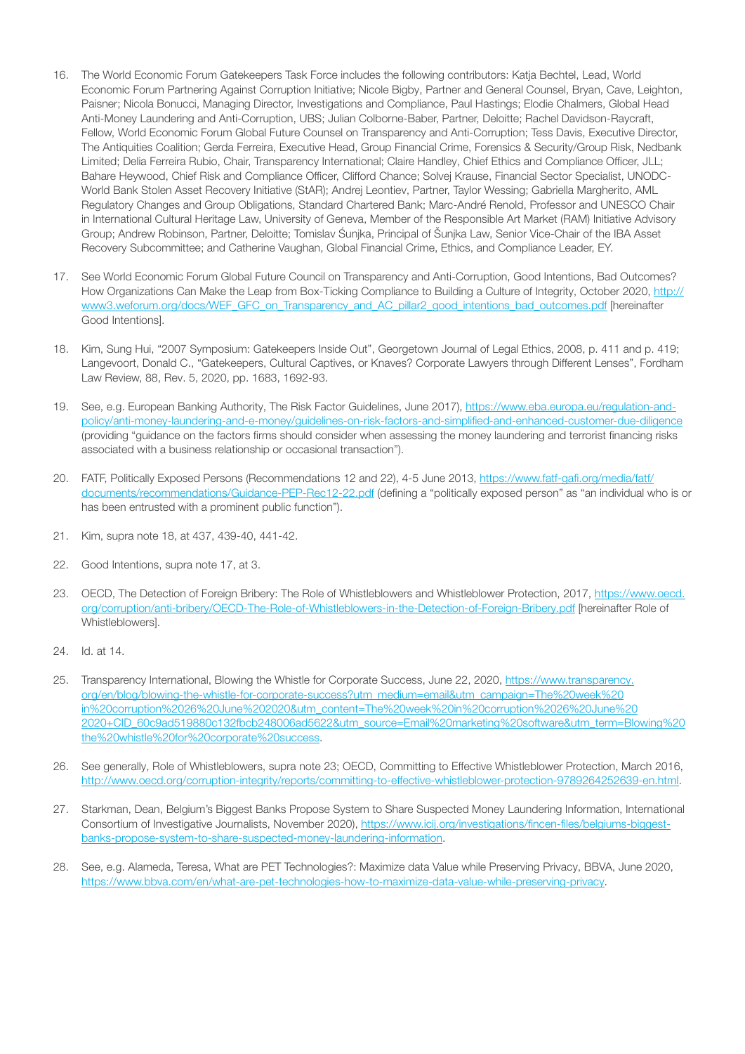16. The World Economic Forum Gatekeepers Task Force includes the following contributors: Katja Bechtel, Lead, World Economic Forum Partnering Against Corruption Initiative; Nicole Bigby, Partner and General Counsel, Bryan, Cave, Leighton, Paisner; Nicola Bonucci, Managing Director, Investigations and Compliance, Paul Hastings; Elodie Chalmers, Global Head Anti-Money Laundering and Anti-Corruption, UBS; Julian Colborne-Baber, Partner, Deloitte; Rachel Davidson-Raycraft, Fellow, World Economic Forum Global Future Counsel on Transparency and Anti-Corruption; Tess Davis, Executive Director, The Antiquities Coalition; Gerda Ferreira, Executive Head, Group Financial Crime, Forensics & Security/Group Risk, Nedbank Limited; Delia Ferreira Rubio, Chair, Transparency International; Claire Handley, Chief Ethics and Compliance Officer, JLL; Bahare Heywood, Chief Risk and Compliance Officer, Clifford Chance; Solvej Krause, Financial Sector Specialist, UNODC-World Bank Stolen Asset Recovery Initiative (StAR); Andrej Leontiev, Partner, Taylor Wessing; Gabriella Margherito, AML Regulatory Changes and Group Obligations, Standard Chartered Bank; Marc-André Renold, Professor and UNESCO Chair in International Cultural Heritage Law, University of Geneva, Member of the Responsible Art Market (RAM) Initiative Advisory Group; Andrew Robinson, Partner, Deloitte; Tomislav Śunjka, Principal of Šunjka Law, Senior Vice-Chair of the IBA Asset Recovery Subcommittee; and Catherine Vaughan, Global Financial Crime, Ethics, and Compliance Leader, EY.

17. See World Economic Forum Global Future Council on Transparency and Anti-Corruption, Good Intentions, Bad Outcomes? How Organizations Can Make the Leap from Box-Ticking Compliance to Building a Culture of Integrity, October 2020, http://www3.weforum.org/docs/WEF_GFC_on_Transparency_and_AC_pillar2_good_intentions_bad_outcomes.pdf [hereinafter Good Intentions].

18. Kim, Sung Hui, "2007 Symposium: Gatekeepers Inside Out", Georgetown Journal of Legal Ethics, 2008, p. 411 and p. 419; Langevoort, Donald C., "Gatekeepers, Cultural Captives, or Knaves? Corporate Lawyers through Different Lenses", Fordham Law Review, 88, Rev. 5, 2020, pp. 1683, 1692-93.

19. See, e.g. European Banking Authority, The Risk Factor Guidelines, June 2017), https://www.eba.europa.eu/regulation-and-policy/anti-money-laundering-and-e-money/guidelines-on-risk-factors-and-simplified-and-enhanced-customer-due-diligence (providing "guidance on the factors firms should consider when assessing the money laundering and terrorist financing risks associated with a business relationship or occasional transaction").

20. FATF, Politically Exposed Persons (Recommendations 12 and 22), 4-5 June 2013, https://www.fatf-gafi.org/media/fatf/documents/recommendations/Guidance-PEP-Rec12-22.pdf (defining a "politically exposed person" as "an individual who is or has been entrusted with a prominent public function").

21. Kim, supra note 18, at 437, 439-40, 441-42.

22. Good Intentions, supra note 17, at 3.

23. OECD, The Detection of Foreign Bribery: The Role of Whistleblowers and Whistleblower Protection, 2017, https://www.oecd.org/corruption/anti-bribery/OECD-The-Role-of-Whistleblowers-in-the-Detection-of-Foreign-Bribery.pdf [hereinafter Role of Whistleblowers].

24. Id. at 14.

25. Transparency International, Blowing the Whistle for Corporate Success, June 22, 2020, https://www.transparency.org/en/blog/blowing-the-whistle-for-corporate-success?utm_medium=email&utm_campaign=The%20week%20in%20corruption%2026%20June%202020&utm_content=The%20week%20in%20corruption%2026%20June%202020+CID_60c9ad519880c132fbcb248006ad5622&utm_source=Email%20marketing%20software&utm_term=Blowing%20the%20whistle%20for%20corporate%20success.

26. See generally, Role of Whistleblowers, supra note 23; OECD, Committing to Effective Whistleblower Protection, March 2016, http://www.oecd.org/corruption-integrity/reports/committing-to-effective-whistleblower-protection-9789264252639-en.html.

27. Starkman, Dean, Belgium's Biggest Banks Propose System to Share Suspected Money Laundering Information, International Consortium of Investigative Journalists, November 2020), https://www.icij.org/investigations/fincen-files/belgiums-biggest-banks-propose-system-to-share-suspected-money-laundering-information.

28. See, e.g. Alameda, Teresa, What are PET Technologies?: Maximize data Value while Preserving Privacy, BBVA, June 2020, https://www.bbva.com/en/what-are-pet-technologies-how-to-maximize-data-value-while-preserving-privacy.